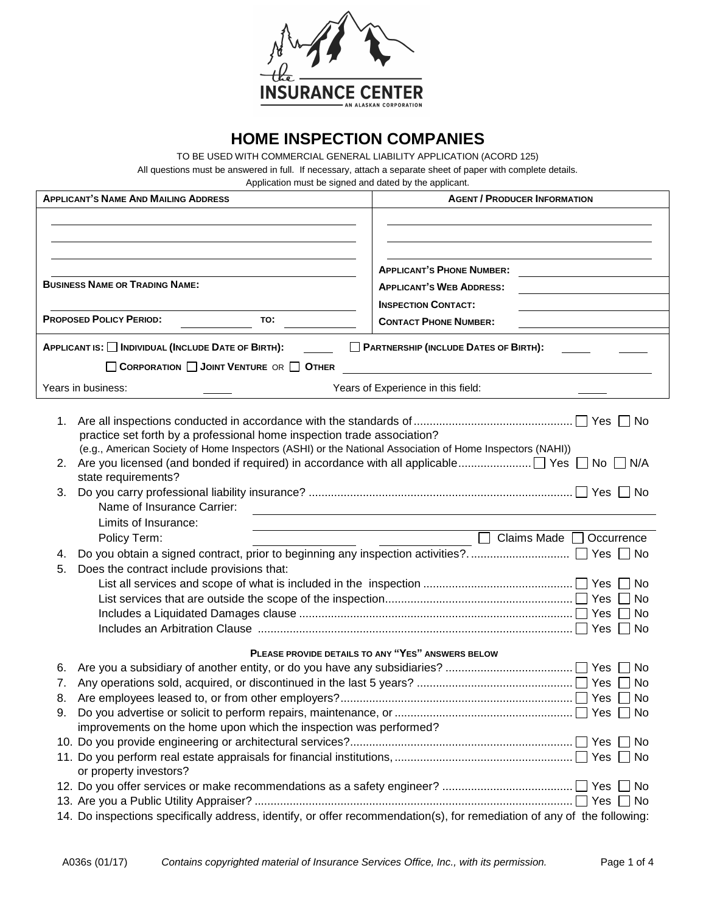# HOME INSPECTION COMPANIES

TO BE USED WITH COMMERCIAL GENERAL LIABILITY APPLICATION (ACORD 125)

All questions must be answered in full. If necessary, attach a separate sheet of paper with complete details.

Application must be signed and dated by the applicant.

| APPLICANT'S NAME AND MAILING ADDRESS | AGENT / PRODUCER INFORMATION |
|---|---|
| | |
| | APPLICANT'S PHONE NUMBER: |
| BUSINESS NAME OR TRADING NAME: | APPLICANT'S WEB ADDRESS: |
| | INSPECTION CONTACT: |
| PROPOSED POLICY PERIOD: ______ TO: ______ | CONTACT PHONE NUMBER: |

APPLICANT IS: ☐ INDIVIDUAL (INCLUDE DATE OF BIRTH): ______ ☐ PARTNERSHIP (INCLUDE DATES OF BIRTH): ______ ______

☐ CORPORATION ☐ JOINT VENTURE OR ☐ OTHER ______

Years in business: ______ Years of Experience in this field: ______

1. Are all inspections conducted in accordance with the standards of practice set forth by a professional home inspection trade association? ☐ Yes ☐ No
   (e.g., American Society of Home Inspectors (ASHI) or the National Association of Home Inspectors (NAHI))
2. Are you licensed (and bonded if required) in accordance with all applicable state requirements? ☐ Yes ☐ No ☐ N/A
3. Do you carry professional liability insurance? ☐ Yes ☐ No
   - Name of Insurance Carrier: ______
   - Limits of Insurance: ______
   - Policy Term: ______ ______ ☐ Claims Made ☐ Occurrence
4. Do you obtain a signed contract, prior to beginning any inspection activities? ☐ Yes ☐ No
5. Does the contract include provisions that:
   - List all services and scope of what is included in the inspection ☐ Yes ☐ No
   - List services that are outside the scope of the inspection ☐ Yes ☐ No
   - Includes a Liquidated Damages clause ☐ Yes ☐ No
   - Includes an Arbitration Clause ☐ Yes ☐ No

**PLEASE PROVIDE DETAILS TO ANY "YES" ANSWERS BELOW**

6. Are you a subsidiary of another entity, or do you have any subsidiaries? ☐ Yes ☐ No
7. Any operations sold, acquired, or discontinued in the last 5 years? ☐ Yes ☐ No
8. Are employees leased to, or from other employers? ☐ Yes ☐ No
9. Do you advertise or solicit to perform repairs, maintenance, or improvements on the home upon which the inspection was performed? ☐ Yes ☐ No
10. Do you provide engineering or architectural services? ☐ Yes ☐ No
11. Do you perform real estate appraisals for financial institutions, or property investors? ☐ Yes ☐ No
12. Do you offer services or make recommendations as a safety engineer? ☐ Yes ☐ No
13. Are you a Public Utility Appraiser? ☐ Yes ☐ No
14. Do inspections specifically address, identify, or offer recommendation(s), for remediation of any of the following:

A036s (01/17) *Contains copyrighted material of Insurance Services Office, Inc., with its permission.*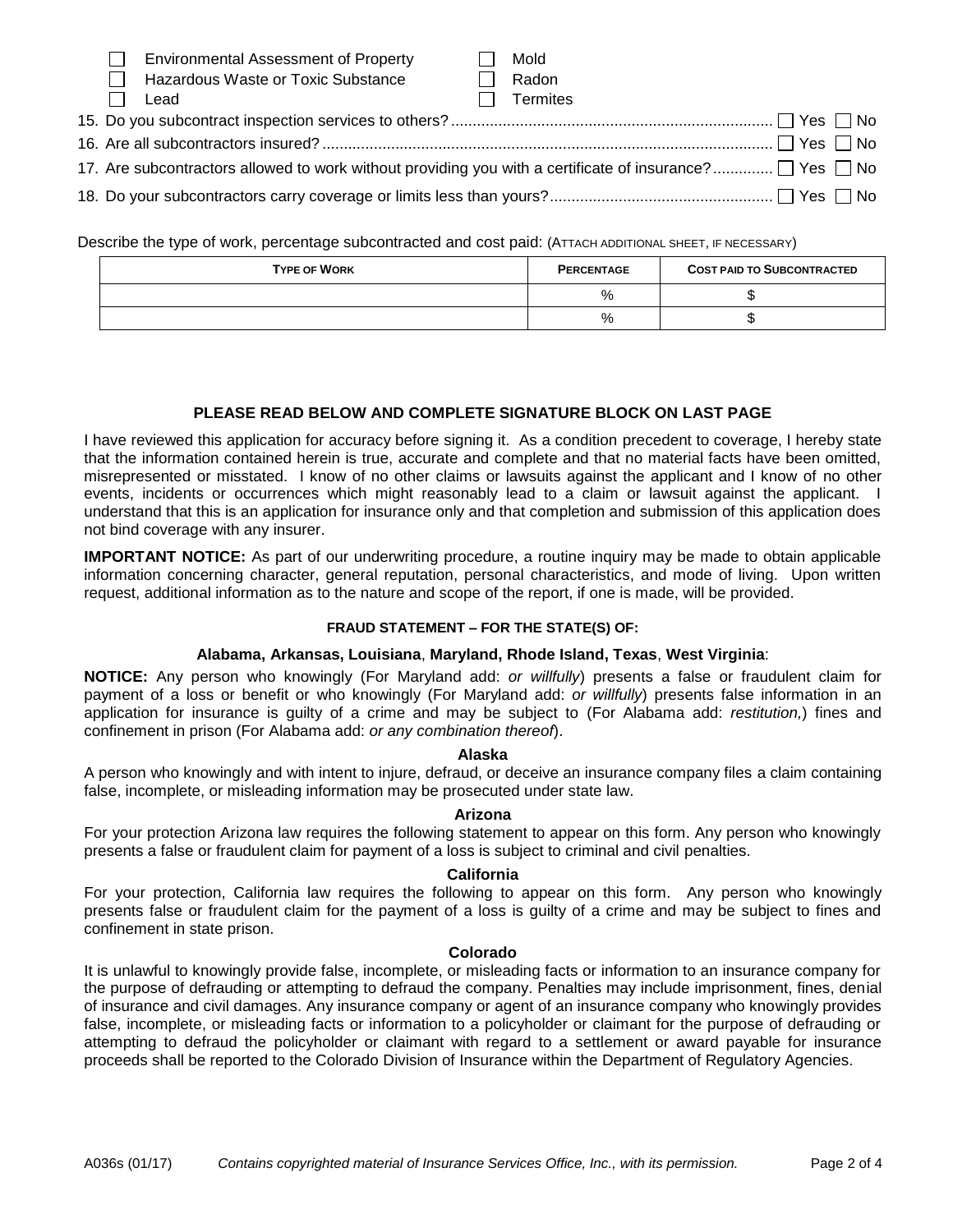- ☐ Environmental Assessment of Property
- ☐ Hazardous Waste or Toxic Substance
- ☐ Lead
- ☐ Mold
- ☐ Radon
- ☐ Termites

15. Do you subcontract inspection services to others? ☐ Yes ☐ No
16. Are all subcontractors insured? ☐ Yes ☐ No
17. Are subcontractors allowed to work without providing you with a certificate of insurance? ☐ Yes ☐ No
18. Do your subcontractors carry coverage or limits less than yours? ☐ Yes ☐ No

Describe the type of work, percentage subcontracted and cost paid: (ATTACH ADDITIONAL SHEET, IF NECESSARY)

| TYPE OF WORK | PERCENTAGE | COST PAID TO SUBCONTRACTED |
|---|---|---|
| | % | $ |
| | % | $ |

**PLEASE READ BELOW AND COMPLETE SIGNATURE BLOCK ON LAST PAGE**

I have reviewed this application for accuracy before signing it. As a condition precedent to coverage, I hereby state that the information contained herein is true, accurate and complete and that no material facts have been omitted, misrepresented or misstated. I know of no other claims or lawsuits against the applicant and I know of no other events, incidents or occurrences which might reasonably lead to a claim or lawsuit against the applicant. I understand that this is an application for insurance only and that completion and submission of this application does not bind coverage with any insurer.

**IMPORTANT NOTICE:** As part of our underwriting procedure, a routine inquiry may be made to obtain applicable information concerning character, general reputation, personal characteristics, and mode of living. Upon written request, additional information as to the nature and scope of the report, if one is made, will be provided.

**FRAUD STATEMENT – FOR THE STATE(S) OF:**

**Alabama, Arkansas, Louisiana, Maryland, Rhode Island, Texas, West Virginia:**

**NOTICE:** Any person who knowingly (For Maryland add: *or willfully*) presents a false or fraudulent claim for payment of a loss or benefit or who knowingly (For Maryland add: *or willfully*) presents false information in an application for insurance is guilty of a crime and may be subject to (For Alabama add: *restitution,*) fines and confinement in prison (For Alabama add: *or any combination thereof*).

**Alaska**

A person who knowingly and with intent to injure, defraud, or deceive an insurance company files a claim containing false, incomplete, or misleading information may be prosecuted under state law.

**Arizona**

For your protection Arizona law requires the following statement to appear on this form. Any person who knowingly presents a false or fraudulent claim for payment of a loss is subject to criminal and civil penalties.

**California**

For your protection, California law requires the following to appear on this form. Any person who knowingly presents false or fraudulent claim for the payment of a loss is guilty of a crime and may be subject to fines and confinement in state prison.

**Colorado**

It is unlawful to knowingly provide false, incomplete, or misleading facts or information to an insurance company for the purpose of defrauding or attempting to defraud the company. Penalties may include imprisonment, fines, denial of insurance and civil damages. Any insurance company or agent of an insurance company who knowingly provides false, incomplete, or misleading facts or information to a policyholder or claimant for the purpose of defrauding or attempting to defraud the policyholder or claimant with regard to a settlement or award payable for insurance proceeds shall be reported to the Colorado Division of Insurance within the Department of Regulatory Agencies.

A036s (01/17) *Contains copyrighted material of Insurance Services Office, Inc., with its permission.*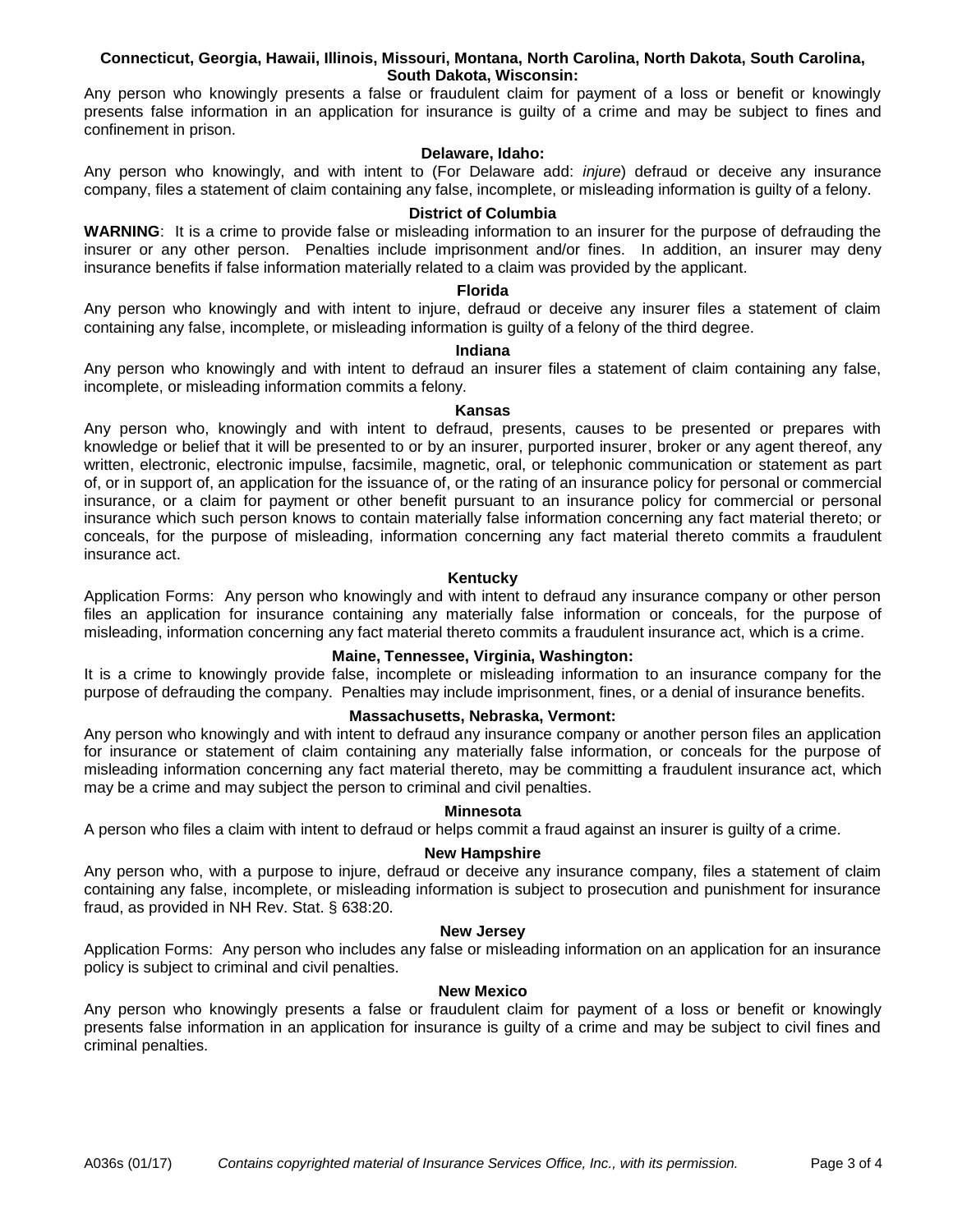**Connecticut, Georgia, Hawaii, Illinois, Missouri, Montana, North Carolina, North Dakota, South Carolina, South Dakota, Wisconsin:**

Any person who knowingly presents a false or fraudulent claim for payment of a loss or benefit or knowingly presents false information in an application for insurance is guilty of a crime and may be subject to fines and confinement in prison.

**Delaware, Idaho:**

Any person who knowingly, and with intent to (For Delaware add: *injure*) defraud or deceive any insurance company, files a statement of claim containing any false, incomplete, or misleading information is guilty of a felony.

**District of Columbia**

**WARNING**: It is a crime to provide false or misleading information to an insurer for the purpose of defrauding the insurer or any other person. Penalties include imprisonment and/or fines. In addition, an insurer may deny insurance benefits if false information materially related to a claim was provided by the applicant.

**Florida**

Any person who knowingly and with intent to injure, defraud or deceive any insurer files a statement of claim containing any false, incomplete, or misleading information is guilty of a felony of the third degree.

**Indiana**

Any person who knowingly and with intent to defraud an insurer files a statement of claim containing any false, incomplete, or misleading information commits a felony.

**Kansas**

Any person who, knowingly and with intent to defraud, presents, causes to be presented or prepares with knowledge or belief that it will be presented to or by an insurer, purported insurer, broker or any agent thereof, any written, electronic, electronic impulse, facsimile, magnetic, oral, or telephonic communication or statement as part of, or in support of, an application for the issuance of, or the rating of an insurance policy for personal or commercial insurance, or a claim for payment or other benefit pursuant to an insurance policy for commercial or personal insurance which such person knows to contain materially false information concerning any fact material thereto; or conceals, for the purpose of misleading, information concerning any fact material thereto commits a fraudulent insurance act.

**Kentucky**

Application Forms: Any person who knowingly and with intent to defraud any insurance company or other person files an application for insurance containing any materially false information or conceals, for the purpose of misleading, information concerning any fact material thereto commits a fraudulent insurance act, which is a crime.

**Maine, Tennessee, Virginia, Washington:**

It is a crime to knowingly provide false, incomplete or misleading information to an insurance company for the purpose of defrauding the company. Penalties may include imprisonment, fines, or a denial of insurance benefits.

**Massachusetts, Nebraska, Vermont:**

Any person who knowingly and with intent to defraud any insurance company or another person files an application for insurance or statement of claim containing any materially false information, or conceals for the purpose of misleading information concerning any fact material thereto, may be committing a fraudulent insurance act, which may be a crime and may subject the person to criminal and civil penalties.

**Minnesota**

A person who files a claim with intent to defraud or helps commit a fraud against an insurer is guilty of a crime.

**New Hampshire**

Any person who, with a purpose to injure, defraud or deceive any insurance company, files a statement of claim containing any false, incomplete, or misleading information is subject to prosecution and punishment for insurance fraud, as provided in NH Rev. Stat. § 638:20.

**New Jersey**

Application Forms: Any person who includes any false or misleading information on an application for an insurance policy is subject to criminal and civil penalties.

**New Mexico**

Any person who knowingly presents a false or fraudulent claim for payment of a loss or benefit or knowingly presents false information in an application for insurance is guilty of a crime and may be subject to civil fines and criminal penalties.

A036s (01/17) *Contains copyrighted material of Insurance Services Office, Inc., with its permission.*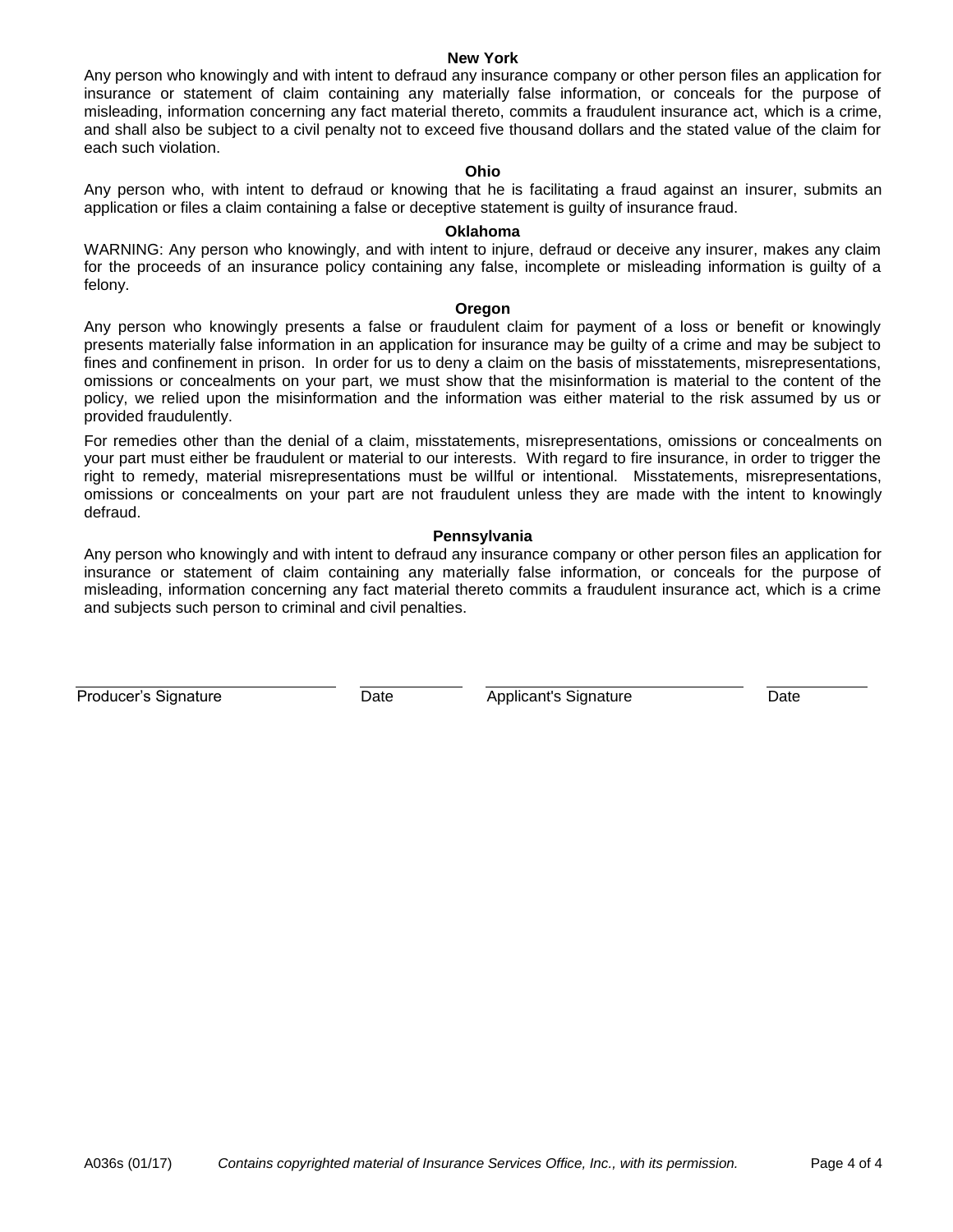**New York**

Any person who knowingly and with intent to defraud any insurance company or other person files an application for insurance or statement of claim containing any materially false information, or conceals for the purpose of misleading, information concerning any fact material thereto, commits a fraudulent insurance act, which is a crime, and shall also be subject to a civil penalty not to exceed five thousand dollars and the stated value of the claim for each such violation.

**Ohio**

Any person who, with intent to defraud or knowing that he is facilitating a fraud against an insurer, submits an application or files a claim containing a false or deceptive statement is guilty of insurance fraud.

**Oklahoma**

WARNING: Any person who knowingly, and with intent to injure, defraud or deceive any insurer, makes any claim for the proceeds of an insurance policy containing any false, incomplete or misleading information is guilty of a felony.

**Oregon**

Any person who knowingly presents a false or fraudulent claim for payment of a loss or benefit or knowingly presents materially false information in an application for insurance may be guilty of a crime and may be subject to fines and confinement in prison. In order for us to deny a claim on the basis of misstatements, misrepresentations, omissions or concealments on your part, we must show that the misinformation is material to the content of the policy, we relied upon the misinformation and the information was either material to the risk assumed by us or provided fraudulently.

For remedies other than the denial of a claim, misstatements, misrepresentations, omissions or concealments on your part must either be fraudulent or material to our interests. With regard to fire insurance, in order to trigger the right to remedy, material misrepresentations must be willful or intentional. Misstatements, misrepresentations, omissions or concealments on your part are not fraudulent unless they are made with the intent to knowingly defraud.

**Pennsylvania**

Any person who knowingly and with intent to defraud any insurance company or other person files an application for insurance or statement of claim containing any materially false information, or conceals for the purpose of misleading, information concerning any fact material thereto commits a fraudulent insurance act, which is a crime and subjects such person to criminal and civil penalties.

| | | | |
|---|---|---|---|
| Producer's Signature | Date | Applicant's Signature | Date |

A036s (01/17) *Contains copyrighted material of Insurance Services Office, Inc., with its permission.*